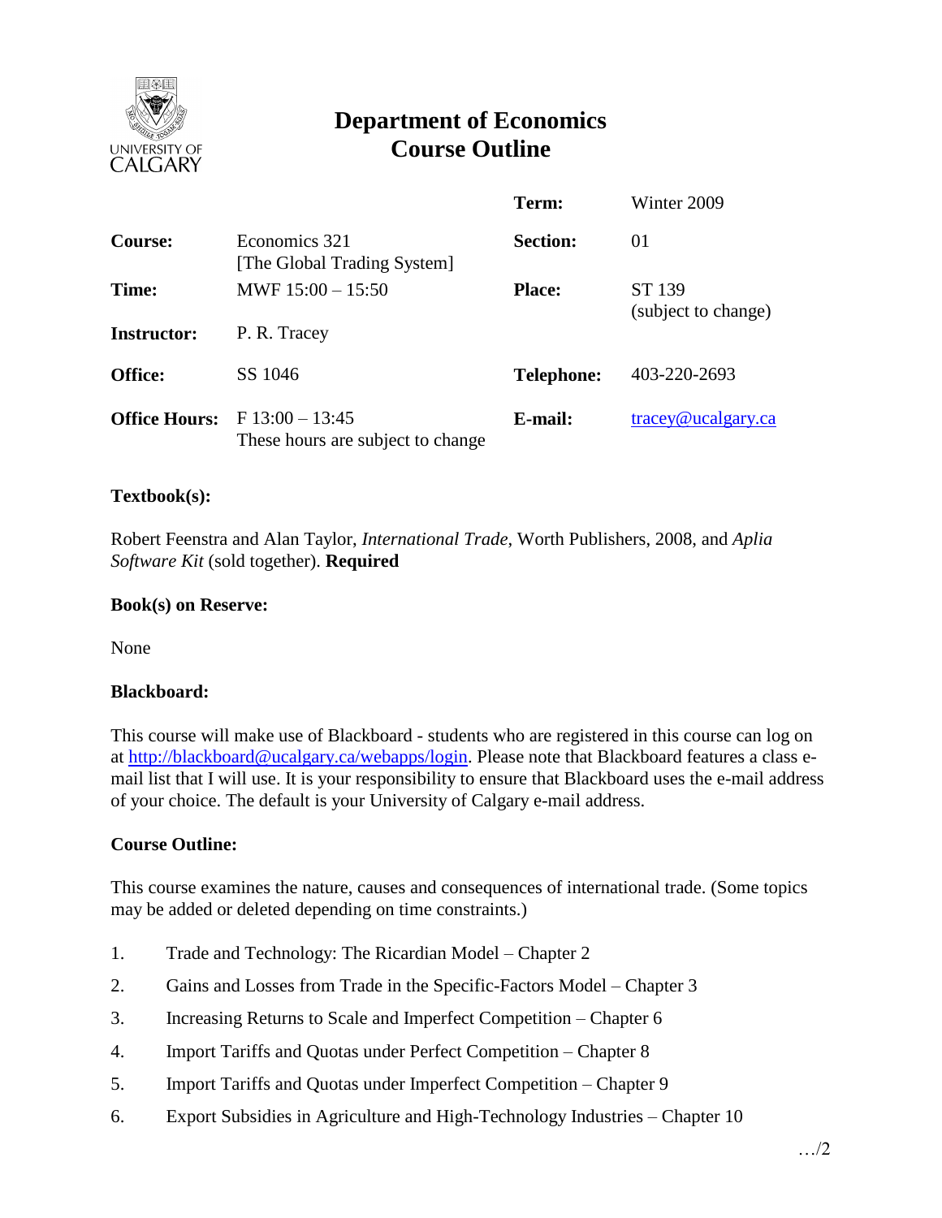# Department of Economics
# Course Outline

| | | | |
|---|---|---|---|
| | | **Term:** | Winter 2009 |
| **Course:** | Economics 321 [The Global Trading System] | **Section:** | 01 |
| **Time:** | MWF 15:00 – 15:50 | **Place:** | ST 139 (subject to change) |
| **Instructor:** | P. R. Tracey | | |
| **Office:** | SS 1046 | **Telephone:** | 403-220-2693 |
| **Office Hours:** | F 13:00 – 13:45 These hours are subject to change | **E-mail:** | tracey@ucalgary.ca |

**Textbook(s):**

Robert Feenstra and Alan Taylor, *International Trade*, Worth Publishers, 2008, and *Aplia Software Kit* (sold together). **Required**

**Book(s) on Reserve:**

None

**Blackboard:**

This course will make use of Blackboard - students who are registered in this course can log on at http://blackboard@ucalgary.ca/webapps/login. Please note that Blackboard features a class e-mail list that I will use. It is your responsibility to ensure that Blackboard uses the e-mail address of your choice. The default is your University of Calgary e-mail address.

**Course Outline:**

This course examines the nature, causes and consequences of international trade. (Some topics may be added or deleted depending on time constraints.)

1. Trade and Technology: The Ricardian Model – Chapter 2
2. Gains and Losses from Trade in the Specific-Factors Model – Chapter 3
3. Increasing Returns to Scale and Imperfect Competition – Chapter 6
4. Import Tariffs and Quotas under Perfect Competition – Chapter 8
5. Import Tariffs and Quotas under Imperfect Competition – Chapter 9
6. Export Subsidies in Agriculture and High-Technology Industries – Chapter 10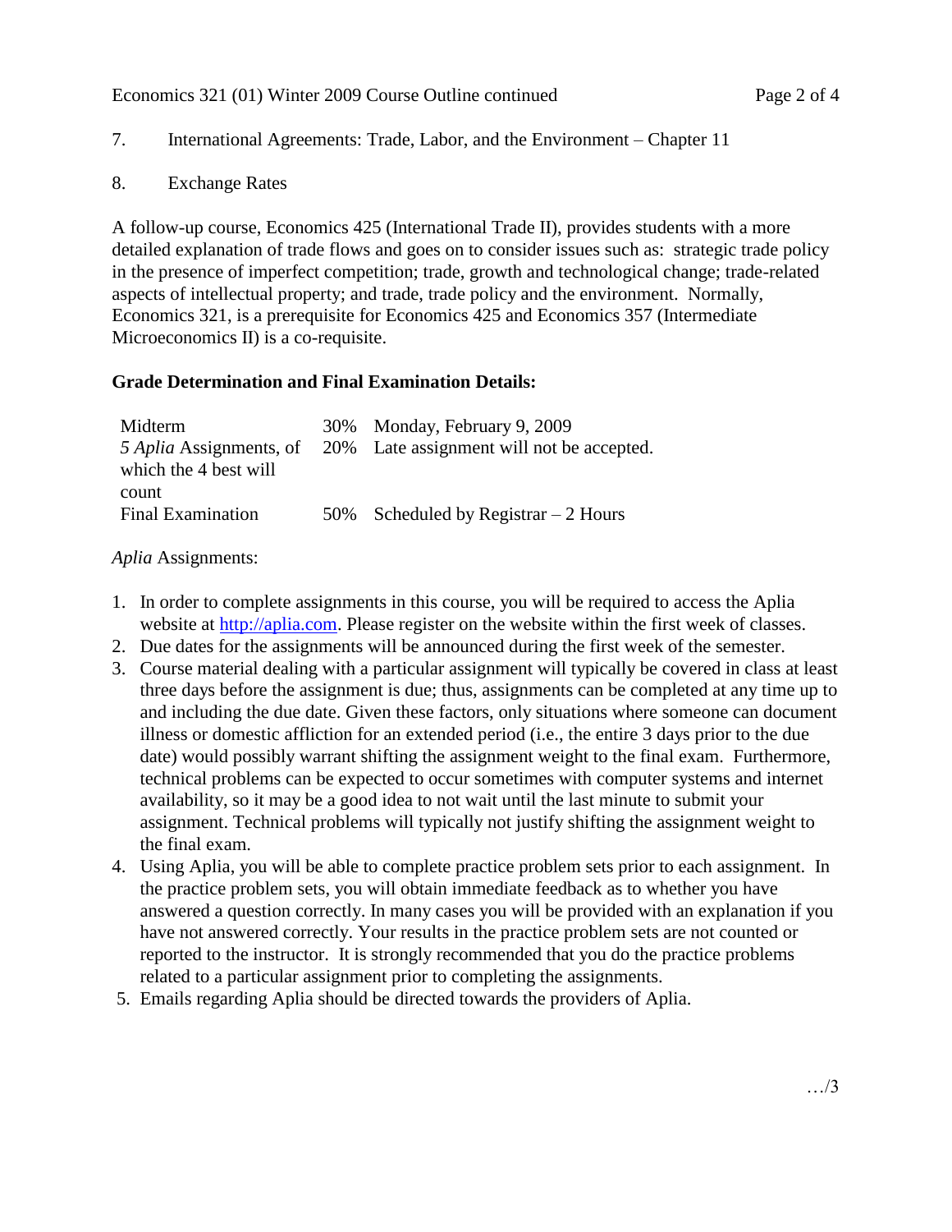7. International Agreements: Trade, Labor, and the Environment – Chapter 11

8. Exchange Rates

A follow-up course, Economics 425 (International Trade II), provides students with a more detailed explanation of trade flows and goes on to consider issues such as: strategic trade policy in the presence of imperfect competition; trade, growth and technological change; trade-related aspects of intellectual property; and trade, trade policy and the environment. Normally, Economics 321, is a prerequisite for Economics 425 and Economics 357 (Intermediate Microeconomics II) is a co-requisite.

**Grade Determination and Final Examination Details:**

| | | |
|---|---|---|
| Midterm | 30% | Monday, February 9, 2009 |
| 5 *Aplia* Assignments, of which the 4 best will count | 20% | Late assignment will not be accepted. |
| Final Examination | 50% | Scheduled by Registrar – 2 Hours |

*Aplia* Assignments:

1. In order to complete assignments in this course, you will be required to access the Aplia website at [http://aplia.com](http://aplia.com). Please register on the website within the first week of classes.
2. Due dates for the assignments will be announced during the first week of the semester.
3. Course material dealing with a particular assignment will typically be covered in class at least three days before the assignment is due; thus, assignments can be completed at any time up to and including the due date. Given these factors, only situations where someone can document illness or domestic affliction for an extended period (i.e., the entire 3 days prior to the due date) would possibly warrant shifting the assignment weight to the final exam. Furthermore, technical problems can be expected to occur sometimes with computer systems and internet availability, so it may be a good idea to not wait until the last minute to submit your assignment. Technical problems will typically not justify shifting the assignment weight to the final exam.
4. Using Aplia, you will be able to complete practice problem sets prior to each assignment. In the practice problem sets, you will obtain immediate feedback as to whether you have answered a question correctly. In many cases you will be provided with an explanation if you have not answered correctly. Your results in the practice problem sets are not counted or reported to the instructor. It is strongly recommended that you do the practice problems related to a particular assignment prior to completing the assignments.
5. Emails regarding Aplia should be directed towards the providers of Aplia.

…/3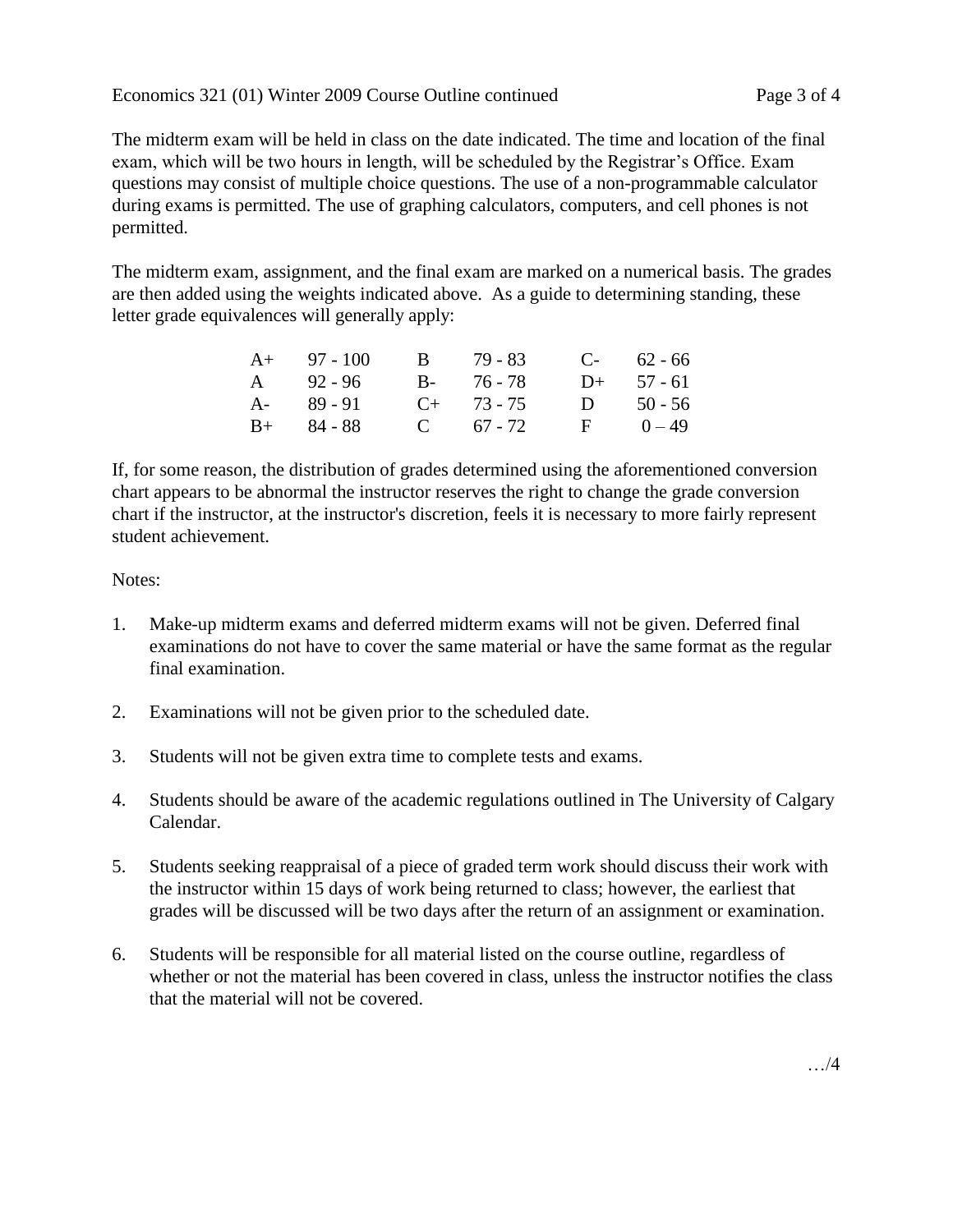The midterm exam will be held in class on the date indicated. The time and location of the final exam, which will be two hours in length, will be scheduled by the Registrar's Office. Exam questions may consist of multiple choice questions. The use of a non-programmable calculator during exams is permitted. The use of graphing calculators, computers, and cell phones is not permitted.

The midterm exam, assignment, and the final exam are marked on a numerical basis. The grades are then added using the weights indicated above. As a guide to determining standing, these letter grade equivalences will generally apply:

| | | | | | |
|---|---|---|---|---|---|
| A+ | 97 - 100 | B | 79 - 83 | C- | 62 - 66 |
| A | 92 - 96 | B- | 76 - 78 | D+ | 57 - 61 |
| A- | 89 - 91 | C+ | 73 - 75 | D | 50 - 56 |
| B+ | 84 - 88 | C | 67 - 72 | F | 0 – 49 |

If, for some reason, the distribution of grades determined using the aforementioned conversion chart appears to be abnormal the instructor reserves the right to change the grade conversion chart if the instructor, at the instructor's discretion, feels it is necessary to more fairly represent student achievement.

Notes:

1. Make-up midterm exams and deferred midterm exams will not be given. Deferred final examinations do not have to cover the same material or have the same format as the regular final examination.
2. Examinations will not be given prior to the scheduled date.
3. Students will not be given extra time to complete tests and exams.
4. Students should be aware of the academic regulations outlined in The University of Calgary Calendar.
5. Students seeking reappraisal of a piece of graded term work should discuss their work with the instructor within 15 days of work being returned to class; however, the earliest that grades will be discussed will be two days after the return of an assignment or examination.
6. Students will be responsible for all material listed on the course outline, regardless of whether or not the material has been covered in class, unless the instructor notifies the class that the material will not be covered.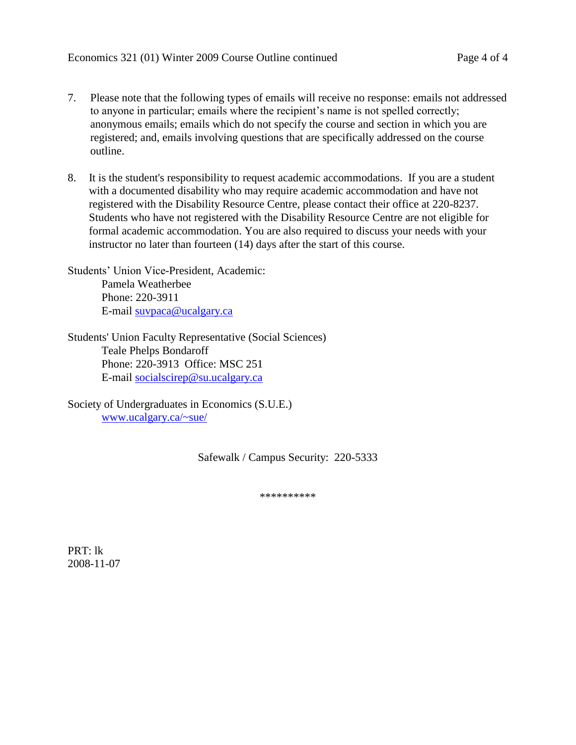7. Please note that the following types of emails will receive no response: emails not addressed to anyone in particular; emails where the recipient's name is not spelled correctly; anonymous emails; emails which do not specify the course and section in which you are registered; and, emails involving questions that are specifically addressed on the course outline.

8. It is the student's responsibility to request academic accommodations. If you are a student with a documented disability who may require academic accommodation and have not registered with the Disability Resource Centre, please contact their office at 220-8237. Students who have not registered with the Disability Resource Centre are not eligible for formal academic accommodation. You are also required to discuss your needs with your instructor no later than fourteen (14) days after the start of this course.

Students' Union Vice-President, Academic:
Pamela Weatherbee
Phone: 220-3911
E-mail suvpaca@ucalgary.ca

Students' Union Faculty Representative (Social Sciences)
Teale Phelps Bondaroff
Phone: 220-3913 Office: MSC 251
E-mail socialscirep@su.ucalgary.ca

Society of Undergraduates in Economics (S.U.E.)
www.ucalgary.ca/~sue/

Safewalk / Campus Security: 220-5333

**********

PRT: lk
2008-11-07